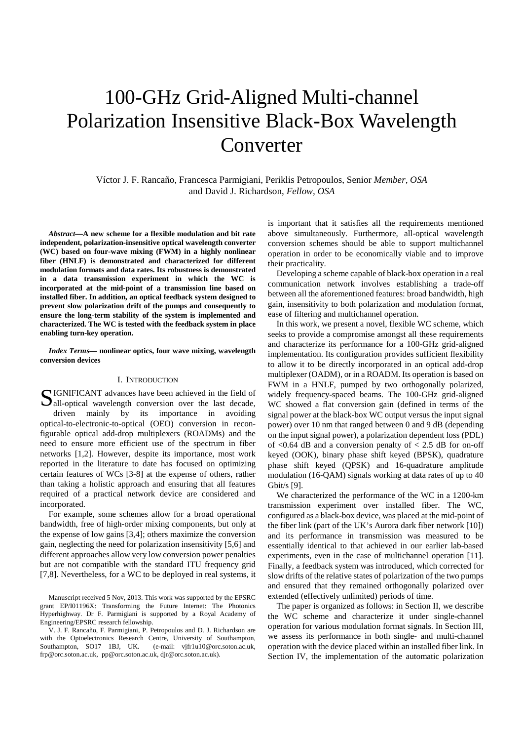# 100-GHz Grid-Aligned Multi-channel Polarization Insensitive Black-Box Wavelength Converter

Víctor J. F. Rancaño, Francesca Parmigiani, Periklis Petropoulos, Senior *Member, OSA* and David J. Richardson, *Fellow, OSA*

***Abstract*—A new scheme for a flexible modulation and bit rate independent, polarization-insensitive optical wavelength converter (WC) based on four-wave mixing (FWM) in a highly nonlinear fiber (HNLF) is demonstrated and characterized for different modulation formats and data rates. Its robustness is demonstrated in a data transmission experiment in which the WC is incorporated at the mid-point of a transmission line based on installed fiber. In addition, an optical feedback system designed to prevent slow polarization drift of the pumps and consequently to ensure the long-term stability of the system is implemented and characterized. The WC is tested with the feedback system in place enabling turn-key operation.**

***Index Terms*— nonlinear optics, four wave mixing, wavelength conversion devices**

## I. Introduction

SIGNIFICANT advances have been achieved in the field of all-optical wavelength conversion over the last decade, driven mainly by its importance in avoiding optical-to-electronic-to-optical (OEO) conversion in reconfigurable optical add-drop multiplexers (ROADMs) and the need to ensure more efficient use of the spectrum in fiber networks [1,2]. However, despite its importance, most work reported in the literature to date has focused on optimizing certain features of WCs [3-8] at the expense of others, rather than taking a holistic approach and ensuring that all features required of a practical network device are considered and incorporated.

For example, some schemes allow for a broad operational bandwidth, free of high-order mixing components, but only at the expense of low gains [3,4]; others maximize the conversion gain, neglecting the need for polarization insensitivity [5,6] and different approaches allow very low conversion power penalties but are not compatible with the standard ITU frequency grid [7,8]. Nevertheless, for a WC to be deployed in real systems, it is important that it satisfies all the requirements mentioned above simultaneously. Furthermore, all-optical wavelength conversion schemes should be able to support multichannel operation in order to be economically viable and to improve their practicality.

Developing a scheme capable of black-box operation in a real communication network involves establishing a trade-off between all the aforementioned features: broad bandwidth, high gain, insensitivity to both polarization and modulation format, ease of filtering and multichannel operation.

In this work, we present a novel, flexible WC scheme, which seeks to provide a compromise amongst all these requirements and characterize its performance for a 100-GHz grid-aligned implementation. Its configuration provides sufficient flexibility to allow it to be directly incorporated in an optical add-drop multiplexer (OADM), or in a ROADM. Its operation is based on FWM in a HNLF, pumped by two orthogonally polarized, widely frequency-spaced beams. The 100-GHz grid-aligned WC showed a flat conversion gain (defined in terms of the signal power at the black-box WC output versus the input signal power) over 10 nm that ranged between 0 and 9 dB (depending on the input signal power), a polarization dependent loss (PDL) of <0.64 dB and a conversion penalty of < 2.5 dB for on-off keyed (OOK), binary phase shift keyed (BPSK), quadrature phase shift keyed (QPSK) and 16-quadrature amplitude modulation (16-QAM) signals working at data rates of up to 40 Gbit/s [9].

We characterized the performance of the WC in a 1200-km transmission experiment over installed fiber. The WC, configured as a black-box device, was placed at the mid-point of the fiber link (part of the UK's Aurora dark fiber network [10]) and its performance in transmission was measured to be essentially identical to that achieved in our earlier lab-based experiments, even in the case of multichannel operation [11]. Finally, a feedback system was introduced, which corrected for slow drifts of the relative states of polarization of the two pumps and ensured that they remained orthogonally polarized over extended (effectively unlimited) periods of time.

The paper is organized as follows: in Section II, we describe the WC scheme and characterize it under single-channel operation for various modulation format signals. In Section III, we assess its performance in both single- and multi-channel operation with the device placed within an installed fiber link. In Section IV, the implementation of the automatic polarization

Manuscript received 5 Nov, 2013. This work was supported by the EPSRC grant EP/I01196X: Transforming the Future Internet: The Photonics Hyperhighway. Dr F. Parmigiani is supported by a Royal Academy of Engineering/EPSRC research fellowship.

V. J. F. Rancaño, F. Parmigiani, P. Petropoulos and D. J. Richardson are with the Optoelectronics Research Centre, University of Southampton, Southampton, SO17 1BJ, UK. (e-mail: vjfr1u10@orc.soton.ac.uk, frp@orc.soton.ac.uk, pp@orc.soton.ac.uk, djr@orc.soton.ac.uk).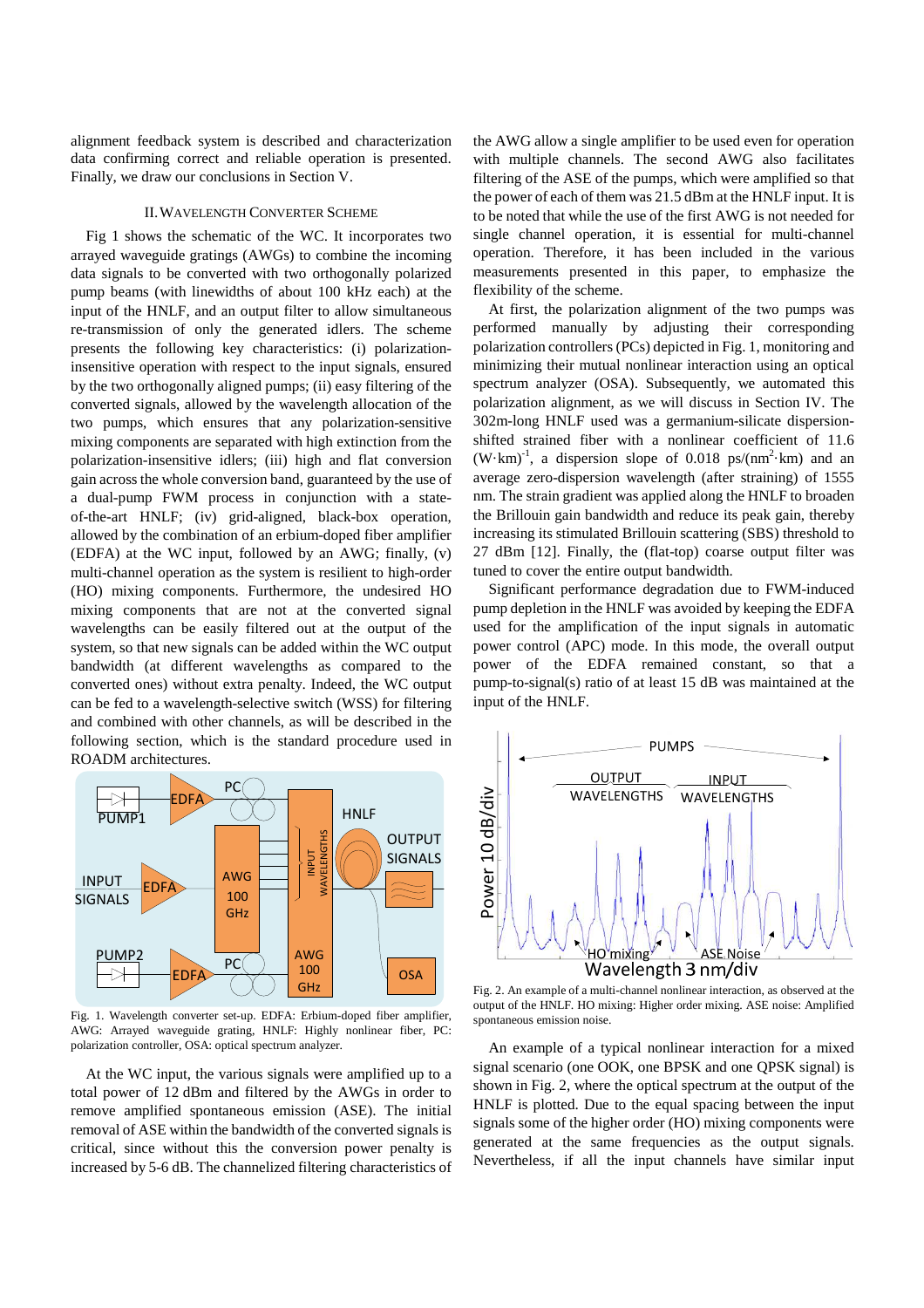alignment feedback system is described and characterization data confirming correct and reliable operation is presented. Finally, we draw our conclusions in Section V.

## II. Wavelength Converter Scheme

Fig 1 shows the schematic of the WC. It incorporates two arrayed waveguide gratings (AWGs) to combine the incoming data signals to be converted with two orthogonally polarized pump beams (with linewidths of about 100 kHz each) at the input of the HNLF, and an output filter to allow simultaneous re-transmission of only the generated idlers. The scheme presents the following key characteristics: (i) polarization-insensitive operation with respect to the input signals, ensured by the two orthogonally aligned pumps; (ii) easy filtering of the converted signals, allowed by the wavelength allocation of the two pumps, which ensures that any polarization-sensitive mixing components are separated with high extinction from the polarization-insensitive idlers; (iii) high and flat conversion gain across the whole conversion band, guaranteed by the use of a dual-pump FWM process in conjunction with a state-of-the-art HNLF; (iv) grid-aligned, black-box operation, allowed by the combination of an erbium-doped fiber amplifier (EDFA) at the WC input, followed by an AWG; finally, (v) multi-channel operation as the system is resilient to high-order (HO) mixing components. Furthermore, the undesired HO mixing components that are not at the converted signal wavelengths can be easily filtered out at the output of the system, so that new signals can be added within the WC output bandwidth (at different wavelengths as compared to the converted ones) without extra penalty. Indeed, the WC output can be fed to a wavelength-selective switch (WSS) for filtering and combined with other channels, as will be described in the following section, which is the standard procedure used in ROADM architectures.

Fig. 1. Wavelength converter set-up. EDFA: Erbium-doped fiber amplifier, AWG: Arrayed waveguide grating, HNLF: Highly nonlinear fiber, PC: polarization controller, OSA: optical spectrum analyzer.

At the WC input, the various signals were amplified up to a total power of 12 dBm and filtered by the AWGs in order to remove amplified spontaneous emission (ASE). The initial removal of ASE within the bandwidth of the converted signals is critical, since without this the conversion power penalty is increased by 5-6 dB. The channelized filtering characteristics of the AWG allow a single amplifier to be used even for operation with multiple channels. The second AWG also facilitates filtering of the ASE of the pumps, which were amplified so that the power of each of them was 21.5 dBm at the HNLF input. It is to be noted that while the use of the first AWG is not needed for single channel operation, it is essential for multi-channel operation. Therefore, it has been included in the various measurements presented in this paper, to emphasize the flexibility of the scheme.

At first, the polarization alignment of the two pumps was performed manually by adjusting their corresponding polarization controllers (PCs) depicted in Fig. 1, monitoring and minimizing their mutual nonlinear interaction using an optical spectrum analyzer (OSA). Subsequently, we automated this polarization alignment, as we will discuss in Section IV. The 302m-long HNLF used was a germanium-silicate dispersion-shifted strained fiber with a nonlinear coefficient of 11.6 $(\mathrm{W\cdot km})^{-1}$, a dispersion slope of 0.018 $\mathrm{ps/(nm^2\cdot km)}$ and an average zero-dispersion wavelength (after straining) of 1555 nm. The strain gradient was applied along the HNLF to broaden the Brillouin gain bandwidth and reduce its peak gain, thereby increasing its stimulated Brillouin scattering (SBS) threshold to 27 dBm [12]. Finally, the (flat-top) coarse output filter was tuned to cover the entire output bandwidth.

Significant performance degradation due to FWM-induced pump depletion in the HNLF was avoided by keeping the EDFA used for the amplification of the input signals in automatic power control (APC) mode. In this mode, the overall output power of the EDFA remained constant, so that a pump-to-signal(s) ratio of at least 15 dB was maintained at the input of the HNLF.

Fig. 2. An example of a multi-channel nonlinear interaction, as observed at the output of the HNLF. HO mixing: Higher order mixing. ASE noise: Amplified spontaneous emission noise.

An example of a typical nonlinear interaction for a mixed signal scenario (one OOK, one BPSK and one QPSK signal) is shown in Fig. 2, where the optical spectrum at the output of the HNLF is plotted. Due to the equal spacing between the input signals some of the higher order (HO) mixing components were generated at the same frequencies as the output signals. Nevertheless, if all the input channels have similar input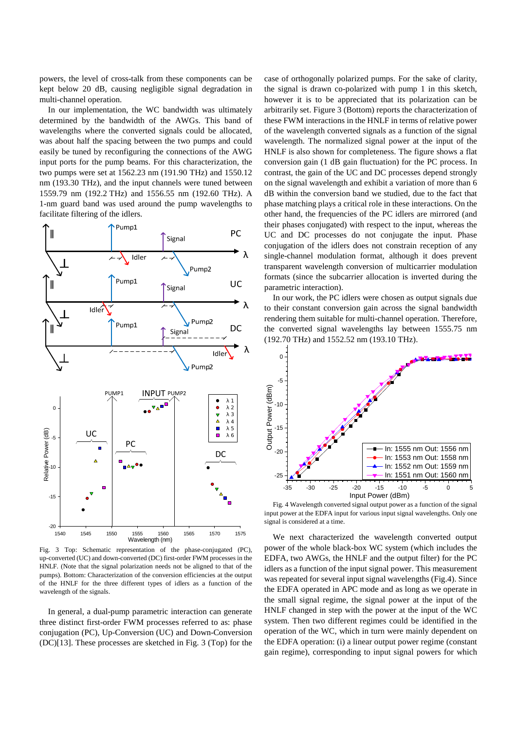powers, the level of cross-talk from these components can be kept below 20 dB, causing negligible signal degradation in multi-channel operation.

In our implementation, the WC bandwidth was ultimately determined by the bandwidth of the AWGs. This band of wavelengths where the converted signals could be allocated, was about half the spacing between the two pumps and could easily be tuned by reconfiguring the connections of the AWG input ports for the pump beams. For this characterization, the two pumps were set at 1562.23 nm (191.90 THz) and 1550.12 nm (193.30 THz), and the input channels were tuned between 1559.79 nm (192.2 THz) and 1556.55 nm (192.60 THz). A 1-nm guard band was used around the pump wavelengths to facilitate filtering of the idlers.

Fig. 3 Top: Schematic representation of the phase-conjugated (PC), up-converted (UC) and down-converted (DC) first-order FWM processes in the HNLF. (Note that the signal polarization needs not be aligned to that of the pumps). Bottom: Characterization of the conversion efficiencies at the output of the HNLF for the three different types of idlers as a function of the wavelength of the signals.

In general, a dual-pump parametric interaction can generate three distinct first-order FWM processes referred to as: phase conjugation (PC), Up-Conversion (UC) and Down-Conversion (DC)[13]. These processes are sketched in Fig. 3 (Top) for the case of orthogonally polarized pumps. For the sake of clarity, the signal is drawn co-polarized with pump 1 in this sketch, however it is to be appreciated that its polarization can be arbitrarily set. Figure 3 (Bottom) reports the characterization of these FWM interactions in the HNLF in terms of relative power of the wavelength converted signals as a function of the signal wavelength. The normalized signal power at the input of the HNLF is also shown for completeness. The figure shows a flat conversion gain (1 dB gain fluctuation) for the PC process. In contrast, the gain of the UC and DC processes depend strongly on the signal wavelength and exhibit a variation of more than 6 dB within the conversion band we studied, due to the fact that phase matching plays a critical role in these interactions. On the other hand, the frequencies of the PC idlers are mirrored (and their phases conjugated) with respect to the input, whereas the UC and DC processes do not conjugate the input. Phase conjugation of the idlers does not constrain reception of any single-channel modulation format, although it does prevent transparent wavelength conversion of multicarrier modulation formats (since the subcarrier allocation is inverted during the parametric interaction).

In our work, the PC idlers were chosen as output signals due to their constant conversion gain across the signal bandwidth rendering them suitable for multi-channel operation. Therefore, the converted signal wavelengths lay between 1555.75 nm (192.70 THz) and 1552.52 nm (193.10 THz).

Fig. 4 Wavelength converted signal output power as a function of the signal input power at the EDFA input for various input signal wavelengths. Only one signal is considered at a time.

We next characterized the wavelength converted output power of the whole black-box WC system (which includes the EDFA, two AWGs, the HNLF and the output filter) for the PC idlers as a function of the input signal power. This measurement was repeated for several input signal wavelengths (Fig.4). Since the EDFA operated in APC mode and as long as we operate in the small signal regime, the signal power at the input of the HNLF changed in step with the power at the input of the WC system. Then two different regimes could be identified in the operation of the WC, which in turn were mainly dependent on the EDFA operation: (i) a linear output power regime (constant gain regime), corresponding to input signal powers for which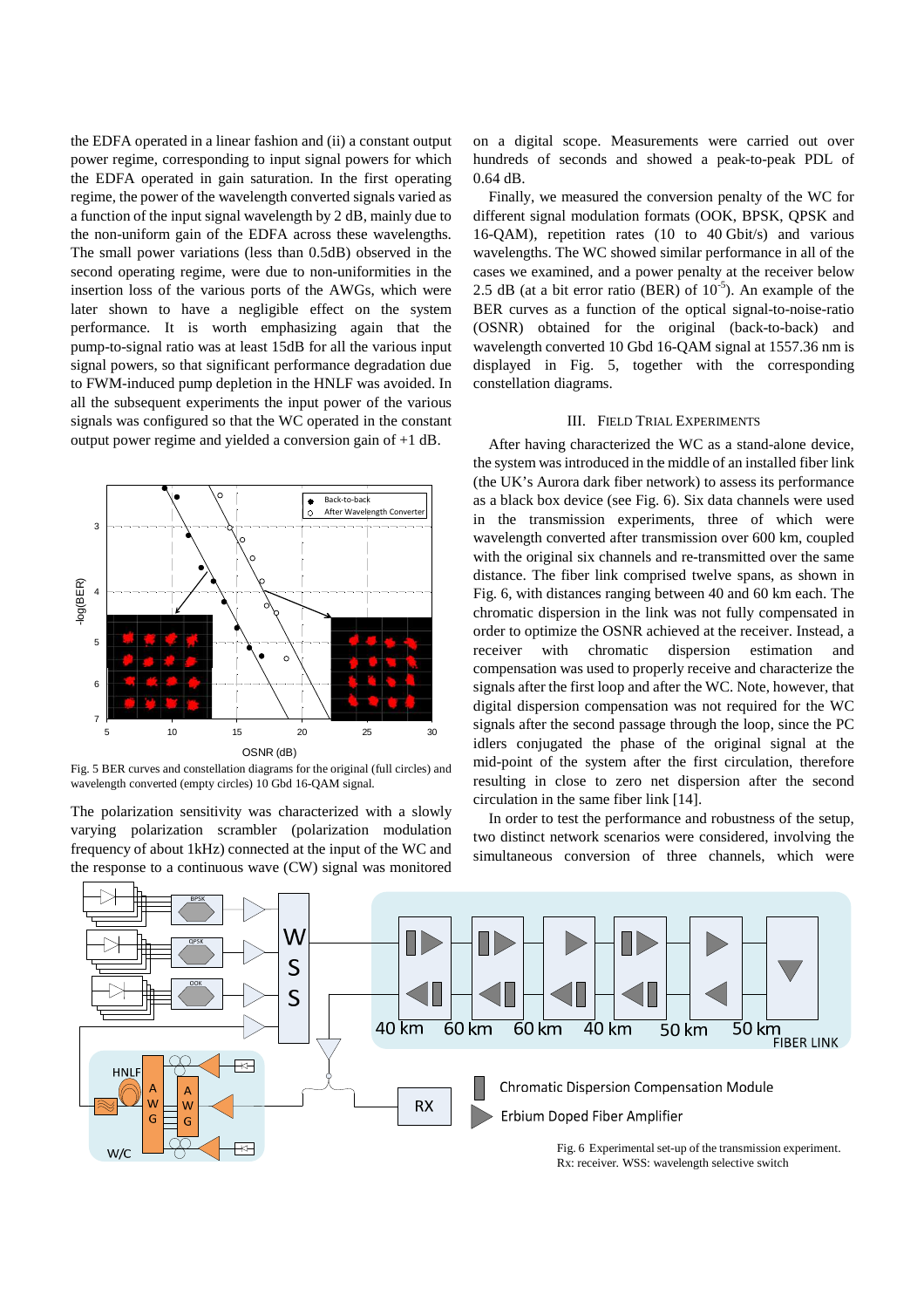the EDFA operated in a linear fashion and (ii) a constant output power regime, corresponding to input signal powers for which the EDFA operated in gain saturation. In the first operating regime, the power of the wavelength converted signals varied as a function of the input signal wavelength by 2 dB, mainly due to the non-uniform gain of the EDFA across these wavelengths. The small power variations (less than 0.5dB) observed in the second operating regime, were due to non-uniformities in the insertion loss of the various ports of the AWGs, which were later shown to have a negligible effect on the system performance. It is worth emphasizing again that the pump-to-signal ratio was at least 15dB for all the various input signal powers, so that significant performance degradation due to FWM-induced pump depletion in the HNLF was avoided. In all the subsequent experiments the input power of the various signals was configured so that the WC operated in the constant output power regime and yielded a conversion gain of +1 dB.

Fig. 5 BER curves and constellation diagrams for the original (full circles) and wavelength converted (empty circles) 10 Gbd 16-QAM signal.

The polarization sensitivity was characterized with a slowly varying polarization scrambler (polarization modulation frequency of about 1kHz) connected at the input of the WC and the response to a continuous wave (CW) signal was monitored on a digital scope. Measurements were carried out over hundreds of seconds and showed a peak-to-peak PDL of 0.64 dB.

Finally, we measured the conversion penalty of the WC for different signal modulation formats (OOK, BPSK, QPSK and 16-QAM), repetition rates (10 to 40 Gbit/s) and various wavelengths. The WC showed similar performance in all of the cases we examined, and a power penalty at the receiver below 2.5 dB (at a bit error ratio (BER) of $10^{-5}$). An example of the BER curves as a function of the optical signal-to-noise-ratio (OSNR) obtained for the original (back-to-back) and wavelength converted 10 Gbd 16-QAM signal at 1557.36 nm is displayed in Fig. 5, together with the corresponding constellation diagrams.

## III. Field Trial Experiments

After having characterized the WC as a stand-alone device, the system was introduced in the middle of an installed fiber link (the UK's Aurora dark fiber network) to assess its performance as a black box device (see Fig. 6). Six data channels were used in the transmission experiments, three of which were wavelength converted after transmission over 600 km, coupled with the original six channels and re-transmitted over the same distance. The fiber link comprised twelve spans, as shown in Fig. 6, with distances ranging between 40 and 60 km each. The chromatic dispersion in the link was not fully compensated in order to optimize the OSNR achieved at the receiver. Instead, a receiver with chromatic dispersion estimation and compensation was used to properly receive and characterize the signals after the first loop and after the WC. Note, however, that digital dispersion compensation was not required for the WC signals after the second passage through the loop, since the PC idlers conjugated the phase of the original signal at the mid-point of the system after the first circulation, therefore resulting in close to zero net dispersion after the second circulation in the same fiber link [14].

In order to test the performance and robustness of the setup, two distinct network scenarios were considered, involving the simultaneous conversion of three channels, which were

Fig. 6 Experimental set-up of the transmission experiment. Rx: receiver. WSS: wavelength selective switch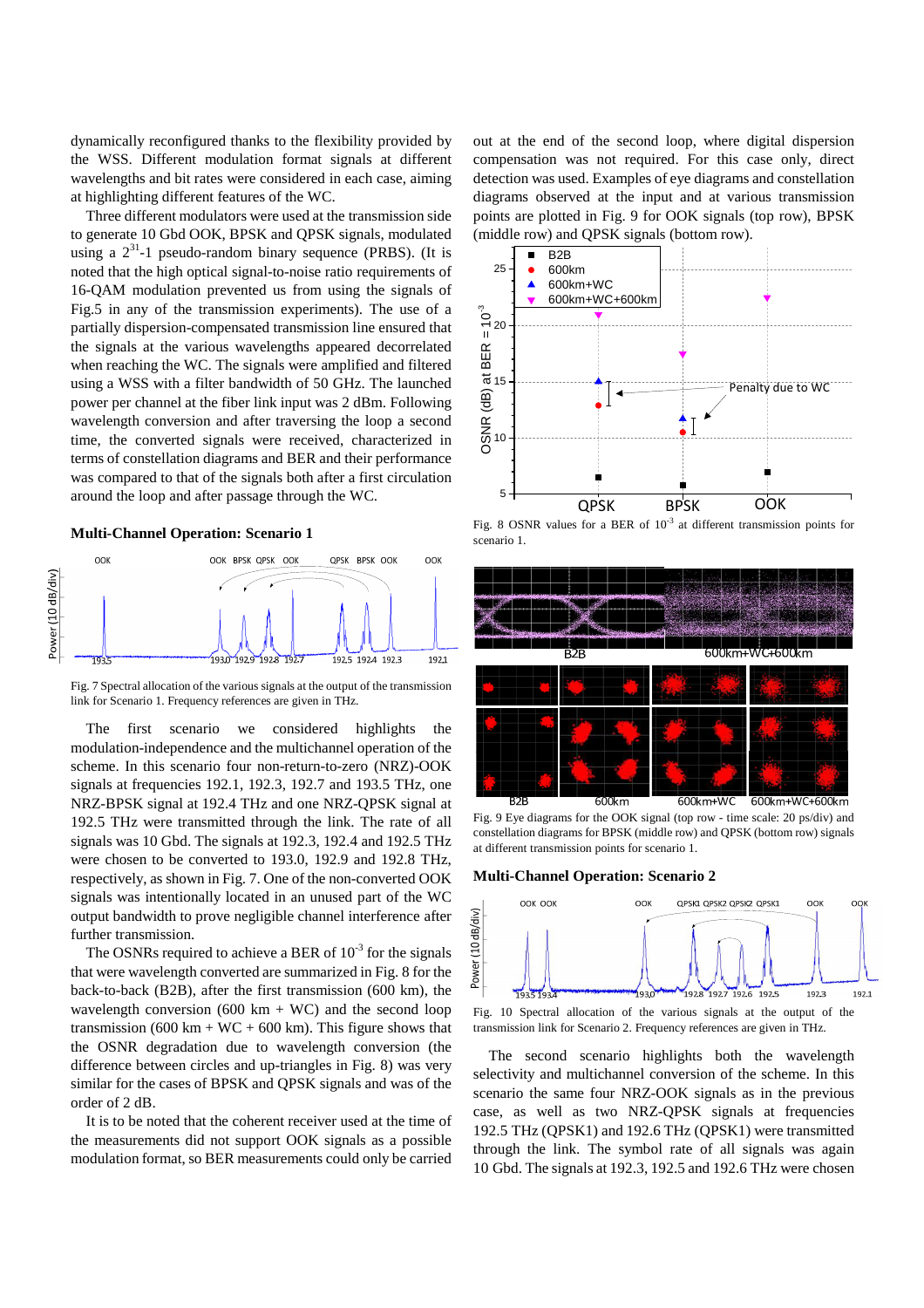dynamically reconfigured thanks to the flexibility provided by the WSS. Different modulation format signals at different wavelengths and bit rates were considered in each case, aiming at highlighting different features of the WC.

Three different modulators were used at the transmission side to generate 10 Gbd OOK, BPSK and QPSK signals, modulated using a $2^{31}$-1 pseudo-random binary sequence (PRBS). (It is noted that the high optical signal-to-noise ratio requirements of 16-QAM modulation prevented us from using the signals of Fig.5 in any of the transmission experiments). The use of a partially dispersion-compensated transmission line ensured that the signals at the various wavelengths appeared decorrelated when reaching the WC. The signals were amplified and filtered using a WSS with a filter bandwidth of 50 GHz. The launched power per channel at the fiber link input was 2 dBm. Following wavelength conversion and after traversing the loop a second time, the converted signals were received, characterized in terms of constellation diagrams and BER and their performance was compared to that of the signals both after a first circulation around the loop and after passage through the WC.

### Multi-Channel Operation: Scenario 1

Fig. 7 Spectral allocation of the various signals at the output of the transmission link for Scenario 1. Frequency references are given in THz.

The first scenario we considered highlights the modulation-independence and the multichannel operation of the scheme. In this scenario four non-return-to-zero (NRZ)-OOK signals at frequencies 192.1, 192.3, 192.7 and 193.5 THz, one NRZ-BPSK signal at 192.4 THz and one NRZ-QPSK signal at 192.5 THz were transmitted through the link. The rate of all signals was 10 Gbd. The signals at 192.3, 192.4 and 192.5 THz were chosen to be converted to 193.0, 192.9 and 192.8 THz, respectively, as shown in Fig. 7. One of the non-converted OOK signals was intentionally located in an unused part of the WC output bandwidth to prove negligible channel interference after further transmission.

The OSNRs required to achieve a BER of $10^{-3}$ for the signals that were wavelength converted are summarized in Fig. 8 for the back-to-back (B2B), after the first transmission (600 km), the wavelength conversion (600 km + WC) and the second loop transmission (600 km + WC + 600 km). This figure shows that the OSNR degradation due to wavelength conversion (the difference between circles and up-triangles in Fig. 8) was very similar for the cases of BPSK and QPSK signals and was of the order of 2 dB.

It is to be noted that the coherent receiver used at the time of the measurements did not support OOK signals as a possible modulation format, so BER measurements could only be carried out at the end of the second loop, where digital dispersion compensation was not required. For this case only, direct detection was used. Examples of eye diagrams and constellation diagrams observed at the input and at various transmission points are plotted in Fig. 9 for OOK signals (top row), BPSK (middle row) and QPSK signals (bottom row).

Fig. 8 OSNR values for a BER of $10^{-3}$ at different transmission points for scenario 1.

Fig. 9 Eye diagrams for the OOK signal (top row - time scale: 20 ps/div) and constellation diagrams for BPSK (middle row) and QPSK (bottom row) signals at different transmission points for scenario 1.

### Multi-Channel Operation: Scenario 2

Fig. 10 Spectral allocation of the various signals at the output of the transmission link for Scenario 2. Frequency references are given in THz.

The second scenario highlights both the wavelength selectivity and multichannel conversion of the scheme. In this scenario the same four NRZ-OOK signals as in the previous case, as well as two NRZ-QPSK signals at frequencies 192.5 THz (QPSK1) and 192.6 THz (QPSK1) were transmitted through the link. The symbol rate of all signals was again 10 Gbd. The signals at 192.3, 192.5 and 192.6 THz were chosen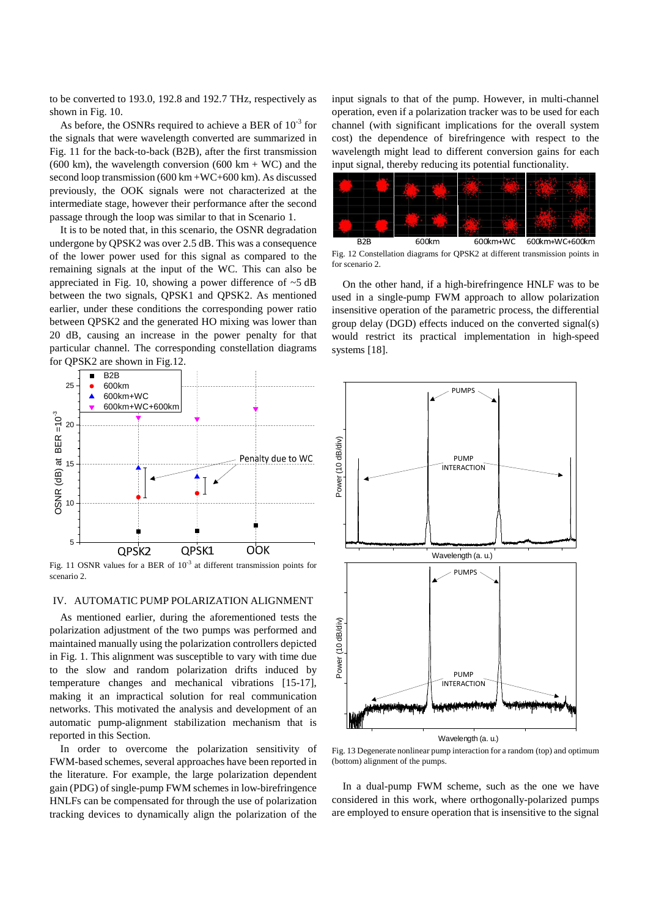to be converted to 193.0, 192.8 and 192.7 THz, respectively as shown in Fig. 10.

As before, the OSNRs required to achieve a BER of $10^{-3}$ for the signals that were wavelength converted are summarized in Fig. 11 for the back-to-back (B2B), after the first transmission (600 km), the wavelength conversion (600 km + WC) and the second loop transmission (600 km +WC+600 km). As discussed previously, the OOK signals were not characterized at the intermediate stage, however their performance after the second passage through the loop was similar to that in Scenario 1.

It is to be noted that, in this scenario, the OSNR degradation undergone by QPSK2 was over 2.5 dB. This was a consequence of the lower power used for this signal as compared to the remaining signals at the input of the WC. This can also be appreciated in Fig. 10, showing a power difference of ~5 dB between the two signals, QPSK1 and QPSK2. As mentioned earlier, under these conditions the corresponding power ratio between QPSK2 and the generated HO mixing was lower than 20 dB, causing an increase in the power penalty for that particular channel. The corresponding constellation diagrams for QPSK2 are shown in Fig.12.

Fig. 11 OSNR values for a BER of $10^{-3}$ at different transmission points for scenario 2.

## IV. AUTOMATIC PUMP POLARIZATION ALIGNMENT

As mentioned earlier, during the aforementioned tests the polarization adjustment of the two pumps was performed and maintained manually using the polarization controllers depicted in Fig. 1. This alignment was susceptible to vary with time due to the slow and random polarization drifts induced by temperature changes and mechanical vibrations [15-17], making it an impractical solution for real communication networks. This motivated the analysis and development of an automatic pump-alignment stabilization mechanism that is reported in this Section.

In order to overcome the polarization sensitivity of FWM-based schemes, several approaches have been reported in the literature. For example, the large polarization dependent gain (PDG) of single-pump FWM schemes in low-birefringence HNLFs can be compensated for through the use of polarization tracking devices to dynamically align the polarization of the input signals to that of the pump. However, in multi-channel operation, even if a polarization tracker was to be used for each channel (with significant implications for the overall system cost) the dependence of birefringence with respect to the wavelength might lead to different conversion gains for each input signal, thereby reducing its potential functionality.

Fig. 12 Constellation diagrams for QPSK2 at different transmission points in for scenario 2.

On the other hand, if a high-birefringence HNLF was to be used in a single-pump FWM approach to allow polarization insensitive operation of the parametric process, the differential group delay (DGD) effects induced on the converted signal(s) would restrict its practical implementation in high-speed systems [18].

Fig. 13 Degenerate nonlinear pump interaction for a random (top) and optimum (bottom) alignment of the pumps.

In a dual-pump FWM scheme, such as the one we have considered in this work, where orthogonally-polarized pumps are employed to ensure operation that is insensitive to the signal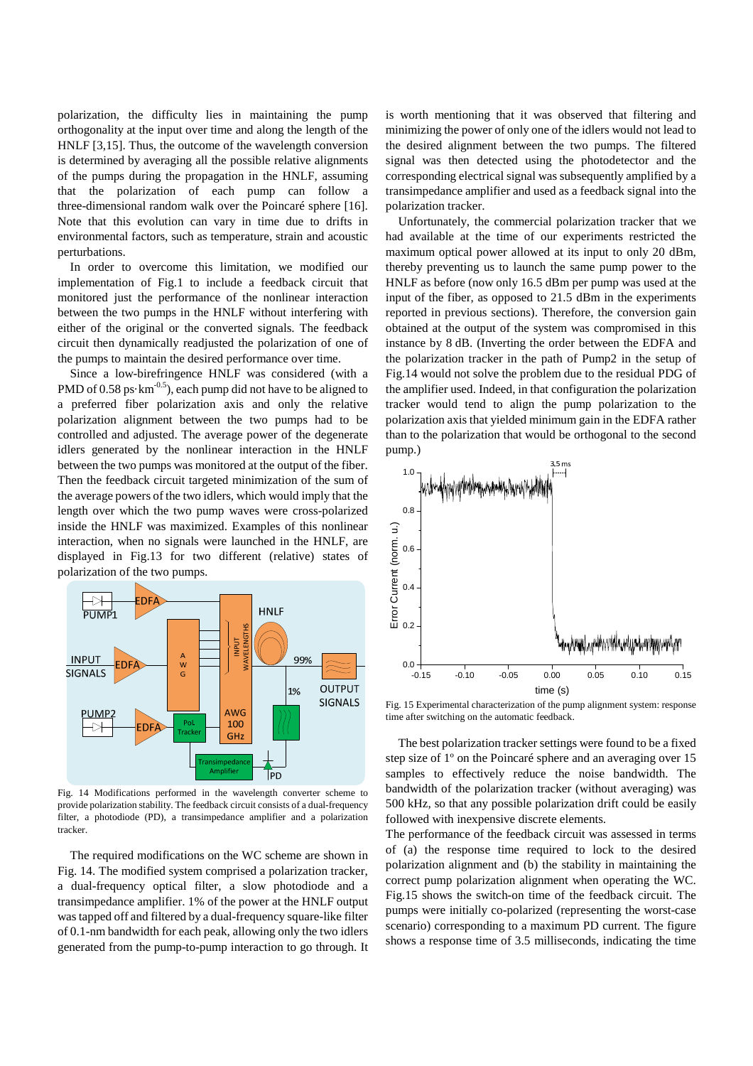polarization, the difficulty lies in maintaining the pump orthogonality at the input over time and along the length of the HNLF [3,15]. Thus, the outcome of the wavelength conversion is determined by averaging all the possible relative alignments of the pumps during the propagation in the HNLF, assuming that the polarization of each pump can follow a three-dimensional random walk over the Poincaré sphere [16]. Note that this evolution can vary in time due to drifts in environmental factors, such as temperature, strain and acoustic perturbations.

In order to overcome this limitation, we modified our implementation of Fig.1 to include a feedback circuit that monitored just the performance of the nonlinear interaction between the two pumps in the HNLF without interfering with either of the original or the converted signals. The feedback circuit then dynamically readjusted the polarization of one of the pumps to maintain the desired performance over time.

Since a low-birefringence HNLF was considered (with a PMD of 0.58 ps·km$^{-0.5}$), each pump did not have to be aligned to a preferred fiber polarization axis and only the relative polarization alignment between the two pumps had to be controlled and adjusted. The average power of the degenerate idlers generated by the nonlinear interaction in the HNLF between the two pumps was monitored at the output of the fiber. Then the feedback circuit targeted minimization of the sum of the average powers of the two idlers, which would imply that the length over which the two pump waves were cross-polarized inside the HNLF was maximized. Examples of this nonlinear interaction, when no signals were launched in the HNLF, are displayed in Fig.13 for two different (relative) states of polarization of the two pumps.

Fig. 14 Modifications performed in the wavelength converter scheme to provide polarization stability. The feedback circuit consists of a dual-frequency filter, a photodiode (PD), a transimpedance amplifier and a polarization tracker.

The required modifications on the WC scheme are shown in Fig. 14. The modified system comprised a polarization tracker, a dual-frequency optical filter, a slow photodiode and a transimpedance amplifier. 1% of the power at the HNLF output was tapped off and filtered by a dual-frequency square-like filter of 0.1-nm bandwidth for each peak, allowing only the two idlers generated from the pump-to-pump interaction to go through. It is worth mentioning that it was observed that filtering and minimizing the power of only one of the idlers would not lead to the desired alignment between the two pumps. The filtered signal was then detected using the photodetector and the corresponding electrical signal was subsequently amplified by a transimpedance amplifier and used as a feedback signal into the polarization tracker.

Unfortunately, the commercial polarization tracker that we had available at the time of our experiments restricted the maximum optical power allowed at its input to only 20 dBm, thereby preventing us to launch the same pump power to the HNLF as before (now only 16.5 dBm per pump was used at the input of the fiber, as opposed to 21.5 dBm in the experiments reported in previous sections). Therefore, the conversion gain obtained at the output of the system was compromised in this instance by 8 dB. (Inverting the order between the EDFA and the polarization tracker in the path of Pump2 in the setup of Fig.14 would not solve the problem due to the residual PDG of the amplifier used. Indeed, in that configuration the polarization tracker would tend to align the pump polarization to the polarization axis that yielded minimum gain in the EDFA rather than to the polarization that would be orthogonal to the second pump.)

Fig. 15 Experimental characterization of the pump alignment system: response time after switching on the automatic feedback.

The best polarization tracker settings were found to be a fixed step size of 1° on the Poincaré sphere and an averaging over 15 samples to effectively reduce the noise bandwidth. The bandwidth of the polarization tracker (without averaging) was 500 kHz, so that any possible polarization drift could be easily followed with inexpensive discrete elements.

The performance of the feedback circuit was assessed in terms of (a) the response time required to lock to the desired polarization alignment and (b) the stability in maintaining the correct pump polarization alignment when operating the WC. Fig.15 shows the switch-on time of the feedback circuit. The pumps were initially co-polarized (representing the worst-case scenario) corresponding to a maximum PD current. The figure shows a response time of 3.5 milliseconds, indicating the time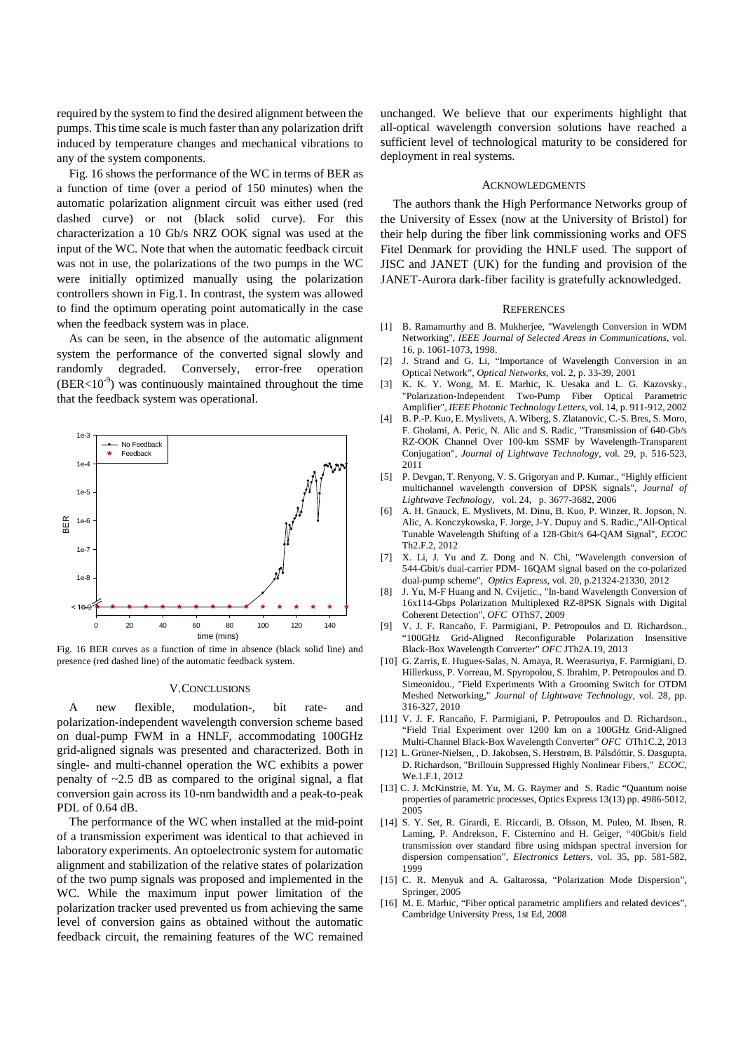required by the system to find the desired alignment between the pumps. This time scale is much faster than any polarization drift induced by temperature changes and mechanical vibrations to any of the system components.

Fig. 16 shows the performance of the WC in terms of BER as a function of time (over a period of 150 minutes) when the automatic polarization alignment circuit was either used (red dashed curve) or not (black solid curve). For this characterization a 10 Gb/s NRZ OOK signal was used at the input of the WC. Note that when the automatic feedback circuit was not in use, the polarizations of the two pumps in the WC were initially optimized manually using the polarization controllers shown in Fig.1. In contrast, the system was allowed to find the optimum operating point automatically in the case when the feedback system was in place.

As can be seen, in the absence of the automatic alignment system the performance of the converted signal slowly and randomly degraded. Conversely, error-free operation ($BER<10^{-9}$) was continuously maintained throughout the time that the feedback system was operational.

Fig. 16 BER curves as a function of time in absence (black solid line) and presence (red dashed line) of the automatic feedback system.

## V. CONCLUSIONS

A new flexible, modulation-, bit rate- and polarization-independent wavelength conversion scheme based on dual-pump FWM in a HNLF, accommodating 100GHz grid-aligned signals was presented and characterized. Both in single- and multi-channel operation the WC exhibits a power penalty of ~2.5 dB as compared to the original signal, a flat conversion gain across its 10-nm bandwidth and a peak-to-peak PDL of 0.64 dB.

The performance of the WC when installed at the mid-point of a transmission experiment was identical to that achieved in laboratory experiments. An optoelectronic system for automatic alignment and stabilization of the relative states of polarization of the two pump signals was proposed and implemented in the WC. While the maximum input power limitation of the polarization tracker used prevented us from achieving the same level of conversion gains as obtained without the automatic feedback circuit, the remaining features of the WC remained unchanged. We believe that our experiments highlight that all-optical wavelength conversion solutions have reached a sufficient level of technological maturity to be considered for deployment in real systems.

## ACKNOWLEDGMENTS

The authors thank the High Performance Networks group of the University of Essex (now at the University of Bristol) for their help during the fiber link commissioning works and OFS Fitel Denmark for providing the HNLF used. The support of JISC and JANET (UK) for the funding and provision of the JANET-Aurora dark-fiber facility is gratefully acknowledged.

## REFERENCES

[1] B. Ramamurthy and B. Mukherjee, "Wavelength Conversion in WDM Networking", *IEEE Journal of Selected Areas in Communications*, vol. 16, p. 1061-1073, 1998.

[2] J. Strand and G. Li, "Importance of Wavelength Conversion in an Optical Network", *Optical Networks*, vol. 2, p. 33-39, 2001

[3] K. K. Y. Wong, M. E. Marhic, K. Uesaka and L. G. Kazovsky., "Polarization-Independent Two-Pump Fiber Optical Parametric Amplifier", *IEEE Photonic Technology Letters*, vol. 14, p. 911-912, 2002

[4] B. P.-P. Kuo, E. Myslivets, A. Wiberg, S. Zlatanovic, C.-S. Bres, S. Moro, F. Gholami, A. Peric, N. Alic and S. Radic, "Transmission of 640-Gb/s RZ-OOK Channel Over 100-km SSMF by Wavelength-Transparent Conjugation", *Journal of Lightwave Technology*, vol. 29, p. 516-523, 2011

[5] P. Devgan, T. Renyong, V. S. Grigoryan and P. Kumar., "Highly efficient multichannel wavelength conversion of DPSK signals", *Journal of Lightwave Technology*, vol. 24, p. 3677-3682, 2006

[6] A. H. Gnauck, E. Myslivets, M. Dinu, B. Kuo, P. Winzer, R. Jopson, N. Alic, A. Konczykowska, F. Jorge, J-Y. Dupuy and S. Radic.,"All-Optical Tunable Wavelength Shifting of a 128-Gbit/s 64-QAM Signal", *ECOC* Th2.F.2, 2012

[7] X. Li, J. Yu and Z. Dong and N. Chi, "Wavelength conversion of 544-Gbit/s dual-carrier PDM- 16QAM signal based on the co-polarized dual-pump scheme", *Optics Express*, vol. 20, p.21324-21330, 2012

[8] J. Yu, M-F Huang and N. Cvijetic., "In-band Wavelength Conversion of 16x114-Gbps Polarization Multiplexed RZ-8PSK Signals with Digital Coherent Detection", *OFC* OThS7, 2009

[9] V. J. F. Rancaño, F. Parmigiani, P. Petropoulos and D. Richardson., "100GHz Grid-Aligned Reconfigurable Polarization Insensitive Black-Box Wavelength Converter" *OFC* JTh2A.19, 2013

[10] G. Zarris, E. Hugues-Salas, N. Amaya, R. Weerasuriya, F. Parmigiani, D. Hillerkuss, P. Vorreau, M. Spyropolou, S. Ibrahim, P. Petropoulos and D. Simeonidou., "Field Experiments With a Grooming Switch for OTDM Meshed Networking," *Journal of Lightwave Technology*, vol. 28, pp. 316-327, 2010

[11] V. J. F. Rancaño, F. Parmigiani, P. Petropoulos and D. Richardson., "Field Trial Experiment over 1200 km on a 100GHz Grid-Aligned Multi-Channel Black-Box Wavelength Converter" *OFC* OTh1C.2, 2013

[12] L. Grüner-Nielsen, , D. Jakobsen, S. Herstrøm, B. Pálsdóttir, S. Dasgupta, D. Richardson, "Brillouin Suppressed Highly Nonlinear Fibers," *ECOC*, We.1.F.1, 2012

[13] C. J. McKinstrie, M. Yu, M. G. Raymer and S. Radic "Quantum noise properties of parametric processes, Optics Express 13(13) pp. 4986-5012, 2005

[14] S. Y. Set, R. Girardi, E. Riccardi, B. Olsson, M. Puleo, M. Ibsen, R. Laming, P. Andrekson, F. Cisternino and H. Geiger, "40Gbit/s field transmission over standard fibre using midspan spectral inversion for dispersion compensation", *Electronics Letters*, vol. 35, pp. 581-582, 1999

[15] C. R. Menyuk and A. Galtarossa, "Polarization Mode Dispersion", Springer, 2005

[16] M. E. Marhic, "Fiber optical parametric amplifiers and related devices", Cambridge University Press, 1st Ed, 2008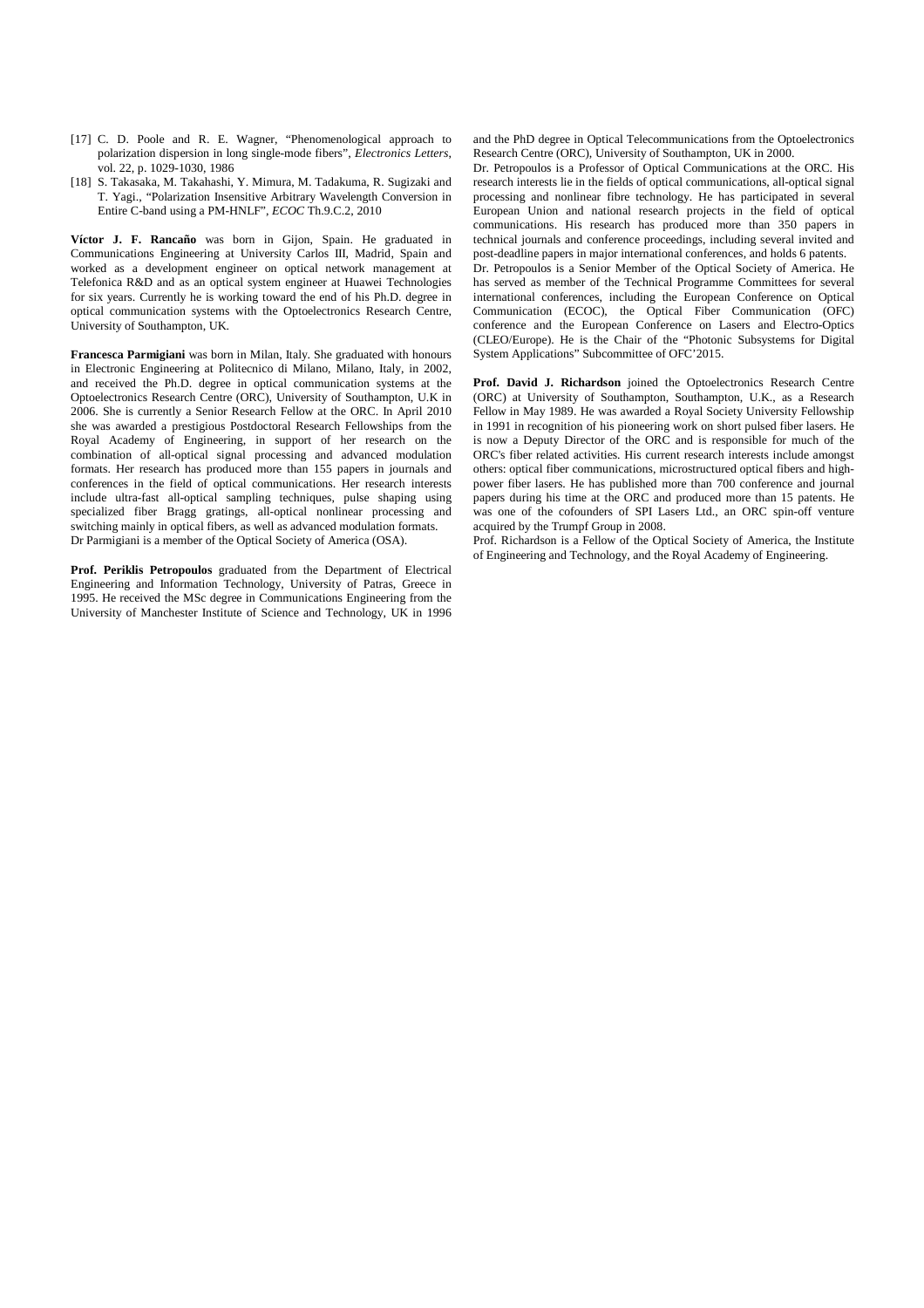[17] C. D. Poole and R. E. Wagner, "Phenomenological approach to polarization dispersion in long single-mode fibers", *Electronics Letters*, vol. 22, p. 1029-1030, 1986

[18] S. Takasaka, M. Takahashi, Y. Mimura, M. Tadakuma, R. Sugizaki and T. Yagi., "Polarization Insensitive Arbitrary Wavelength Conversion in Entire C-band using a PM-HNLF", *ECOC* Th.9.C.2, 2010

**Víctor J. F. Rancaño** was born in Gijon, Spain. He graduated in Communications Engineering at University Carlos III, Madrid, Spain and worked as a development engineer on optical network management at Telefonica R&D and as an optical system engineer at Huawei Technologies for six years. Currently he is working toward the end of his Ph.D. degree in optical communication systems with the Optoelectronics Research Centre, University of Southampton, UK.

**Francesca Parmigiani** was born in Milan, Italy. She graduated with honours in Electronic Engineering at Politecnico di Milano, Milano, Italy, in 2002, and received the Ph.D. degree in optical communication systems at the Optoelectronics Research Centre (ORC), University of Southampton, U.K in 2006. She is currently a Senior Research Fellow at the ORC. In April 2010 she was awarded a prestigious Postdoctoral Research Fellowships from the Royal Academy of Engineering, in support of her research on the combination of all-optical signal processing and advanced modulation formats. Her research has produced more than 155 papers in journals and conferences in the field of optical communications. Her research interests include ultra-fast all-optical sampling techniques, pulse shaping using specialized fiber Bragg gratings, all-optical nonlinear processing and switching mainly in optical fibers, as well as advanced modulation formats.
Dr Parmigiani is a member of the Optical Society of America (OSA).

**Prof. Periklis Petropoulos** graduated from the Department of Electrical Engineering and Information Technology, University of Patras, Greece in 1995. He received the MSc degree in Communications Engineering from the University of Manchester Institute of Science and Technology, UK in 1996 and the PhD degree in Optical Telecommunications from the Optoelectronics Research Centre (ORC), University of Southampton, UK in 2000.
Dr. Petropoulos is a Professor of Optical Communications at the ORC. His research interests lie in the fields of optical communications, all-optical signal processing and nonlinear fibre technology. He has participated in several European Union and national research projects in the field of optical communications. His research has produced more than 350 papers in technical journals and conference proceedings, including several invited and post-deadline papers in major international conferences, and holds 6 patents.
Dr. Petropoulos is a Senior Member of the Optical Society of America. He has served as member of the Technical Programme Committees for several international conferences, including the European Conference on Optical Communication (ECOC), the Optical Fiber Communication (OFC) conference and the European Conference on Lasers and Electro-Optics (CLEO/Europe). He is the Chair of the "Photonic Subsystems for Digital System Applications" Subcommittee of OFC'2015.

**Prof. David J. Richardson** joined the Optoelectronics Research Centre (ORC) at University of Southampton, Southampton, U.K., as a Research Fellow in May 1989. He was awarded a Royal Society University Fellowship in 1991 in recognition of his pioneering work on short pulsed fiber lasers. He is now a Deputy Director of the ORC and is responsible for much of the ORC's fiber related activities. His current research interests include amongst others: optical fiber communications, microstructured optical fibers and high-power fiber lasers. He has published more than 700 conference and journal papers during his time at the ORC and produced more than 15 patents. He was one of the cofounders of SPI Lasers Ltd., an ORC spin-off venture acquired by the Trumpf Group in 2008.
Prof. Richardson is a Fellow of the Optical Society of America, the Institute of Engineering and Technology, and the Royal Academy of Engineering.